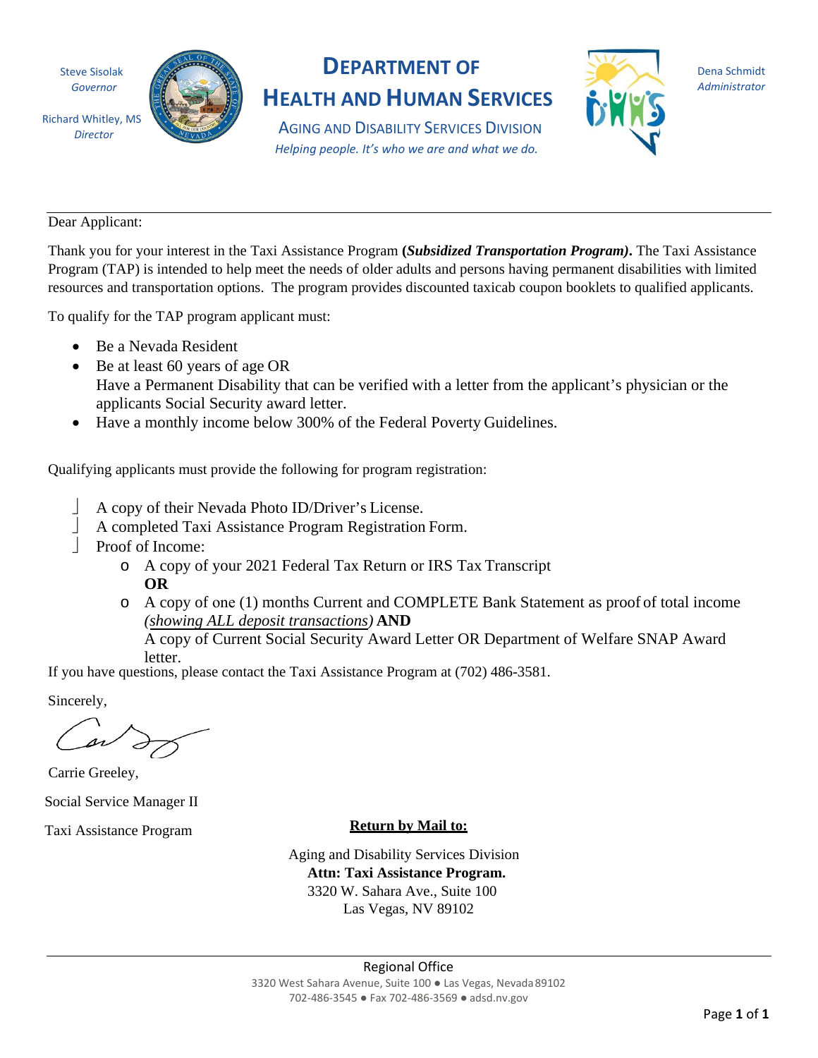Steve Sisolak
*Governor*

Richard Whitley, MS
*Director*

# DEPARTMENT OF HEALTH AND HUMAN SERVICES

AGING AND DISABILITY SERVICES DIVISION

*Helping people. It's who we are and what we do.*

Dena Schmidt
*Administrator*

---

Dear Applicant:

Thank you for your interest in the Taxi Assistance Program ***(Subsidized Transportation Program).*** The Taxi Assistance Program (TAP) is intended to help meet the needs of older adults and persons having permanent disabilities with limited resources and transportation options. The program provides discounted taxicab coupon booklets to qualified applicants.

To qualify for the TAP program applicant must:

- Be a Nevada Resident
- Be at least 60 years of age OR
  Have a Permanent Disability that can be verified with a letter from the applicant's physician or the applicants Social Security award letter.
- Have a monthly income below 300% of the Federal Poverty Guidelines.

Qualifying applicants must provide the following for program registration:

- A copy of their Nevada Photo ID/Driver's License.
- A completed Taxi Assistance Program Registration Form.
- Proof of Income:
  - A copy of your 2021 Federal Tax Return or IRS Tax Transcript
    **OR**
  - A copy of one (1) months Current and COMPLETE Bank Statement as proof of total income *(showing ALL deposit transactions)* **AND**
    A copy of Current Social Security Award Letter OR Department of Welfare SNAP Award letter.

If you have questions, please contact the Taxi Assistance Program at (702) 486-3581.

Sincerely,

Carrie Greeley,

Social Service Manager II

Taxi Assistance Program

**Return by Mail to:**

Aging and Disability Services Division
**Attn: Taxi Assistance Program.**
3320 W. Sahara Ave., Suite 100
Las Vegas, NV 89102

---

Regional Office
3320 West Sahara Avenue, Suite 100 ● Las Vegas, Nevada 89102
702-486-3545 ● Fax 702-486-3569 ● adsd.nv.gov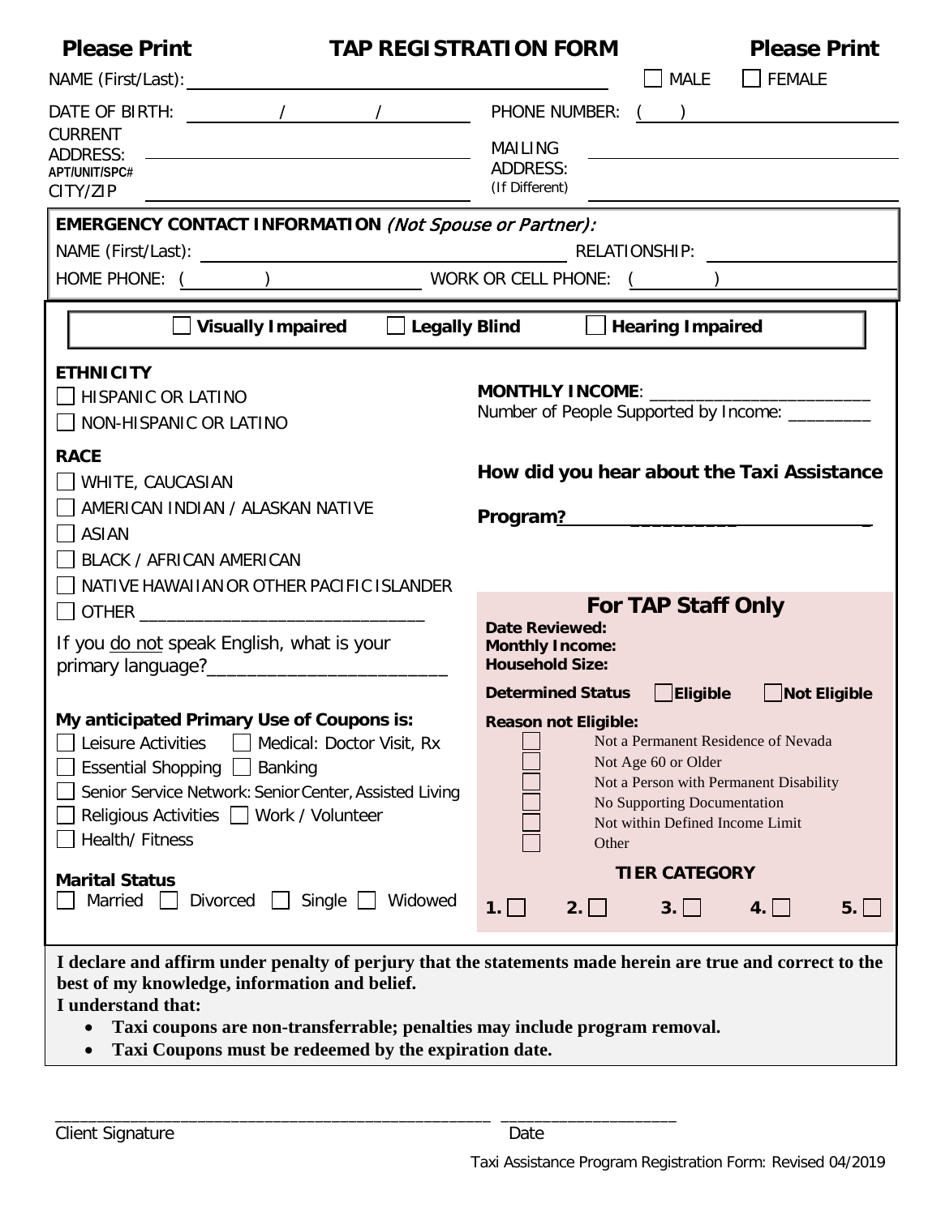**Please Print** **TAP REGISTRATION FORM** **Please Print**

NAME (First/Last): ______________________ ☐ MALE ☐ FEMALE

DATE OF BIRTH: ____/____/____ PHONE NUMBER: ( ) ______________

CURRENT ADDRESS: ______________________
APT/UNIT/SPC#
CITY/ZIP ______________________

MAILING ADDRESS: ______________________
(If Different)

**EMERGENCY CONTACT INFORMATION** *(Not Spouse or Partner):*

NAME (First/Last): ______________________ RELATIONSHIP: ______________

HOME PHONE: ( ) ______________ WORK OR CELL PHONE: ( ) ______________

☐ **Visually Impaired** ☐ **Legally Blind** ☐ **Hearing Impaired**

**ETHNICITY**

- ☐ HISPANIC OR LATINO
- ☐ NON-HISPANIC OR LATINO

**RACE**

- ☐ WHITE, CAUCASIAN
- ☐ AMERICAN INDIAN / ALASKAN NATIVE
- ☐ ASIAN
- ☐ BLACK / AFRICAN AMERICAN
- ☐ NATIVE HAWAIIAN OR OTHER PACIFIC ISLANDER
- ☐ OTHER ______________________________

If you do not speak English, what is your primary language?________________________

**My anticipated Primary Use of Coupons is:**

- ☐ Leisure Activities ☐ Medical: Doctor Visit, Rx
- ☐ Essential Shopping ☐ Banking
- ☐ Senior Service Network: Senior Center, Assisted Living
- ☐ Religious Activities ☐ Work / Volunteer
- ☐ Health/ Fitness

**Marital Status**

☐ Married ☐ Divorced ☐ Single ☐ Widowed

**MONTHLY INCOME**: ________________________
Number of People Supported by Income: _________

**How did you hear about the Taxi Assistance Program?**____________________________

**For TAP Staff Only**

**Date Reviewed:**
**Monthly Income:**
**Household Size:**

**Determined Status** ☐ **Eligible** ☐ **Not Eligible**

**Reason not Eligible:**

- ☐ Not a Permanent Residence of Nevada
- ☐ Not Age 60 or Older
- ☐ Not a Person with Permanent Disability
- ☐ No Supporting Documentation
- ☐ Not within Defined Income Limit
- ☐ Other

**TIER CATEGORY**

**1.** ☐ **2.** ☐ **3.** ☐ **4.** ☐ **5.** ☐

**I declare and affirm under penalty of perjury that the statements made herein are true and correct to the best of my knowledge, information and belief.**
**I understand that:**

- **Taxi coupons are non-transferrable; penalties may include program removal.**
- **Taxi Coupons must be redeemed by the expiration date.**

_______________________________________________ ___________________
Client Signature Date

Taxi Assistance Program Registration Form: Revised 04/2019